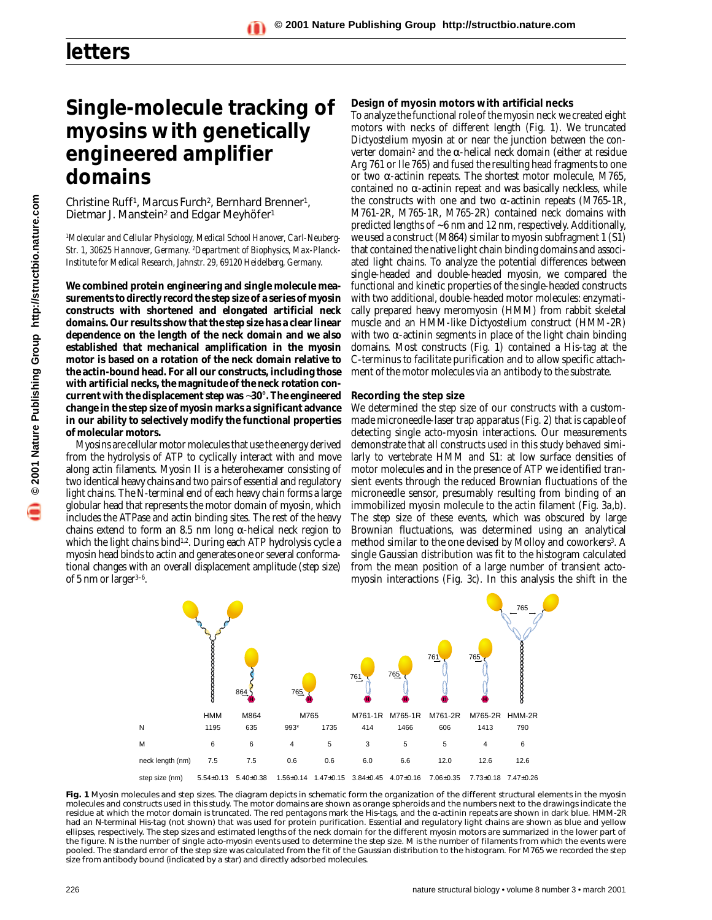# Single-molecule tracking of myosins with genetically engineered amplifier domains

Christine Ruff[1], Marcus Furch[2], Bernhard Brenner[1], Dietmar J. Manstein[2] and Edgar Meyhöfer[1]

[1]*Molecular and Cellular Physiology, Medical School Hanover, Carl-Neuberg-Str. 1, 30625 Hannover, Germany.* [2]*Department of Biophysics, Max-Planck-Institute for Medical Research, Jahnstr. 29, 69120 Heidelberg, Germany.*

**We combined protein engineering and single molecule measurements to directly record the step size of a series of myosin constructs with shortened and elongated artificial neck domains. Our results show that the step size has a clear linear dependence on the length of the neck domain and we also established that mechanical amplification in the myosin motor is based on a rotation of the neck domain relative to the actin-bound head. For all our constructs, including those with artificial necks, the magnitude of the neck rotation concurrent with the displacement step was ~30°. The engineered change in the step size of myosin marks a significant advance in our ability to selectively modify the functional properties of molecular motors.**

Myosins are cellular motor molecules that use the energy derived from the hydrolysis of ATP to cyclically interact with and move along actin filaments. Myosin II is a heterohexamer consisting of two identical heavy chains and two pairs of essential and regulatory light chains. The N-terminal end of each heavy chain forms a large globular head that represents the motor domain of myosin, which includes the ATPase and actin binding sites. The rest of the heavy chains extend to form an 8.5 nm long α-helical neck region to which the light chains bind[1,2]. During each ATP hydrolysis cycle a myosin head binds to actin and generates one or several conformational changes with an overall displacement amplitude (step size) of 5 nm or larger[3–6].

## Design of myosin motors with artificial necks

To analyze the functional role of the myosin neck we created eight motors with necks of different length (Fig. 1). We truncated *Dictyostelium* myosin at or near the junction between the converter domain[2] and the α-helical neck domain (either at residue Arg 761 or Ile 765) and fused the resulting head fragments to one or two α-actinin repeats. The shortest motor molecule, M765, contained no α-actinin repeat and was basically neckless, while the constructs with one and two α-actinin repeats (M765-1R, M761-2R, M765-1R, M765-2R) contained neck domains with predicted lengths of ~6 nm and 12 nm, respectively. Additionally, we used a construct (M864) similar to myosin subfragment 1 (S1) that contained the native light chain binding domains and associated light chains. To analyze the potential differences between single-headed and double-headed myosin, we compared the functional and kinetic properties of the single-headed constructs with two additional, double-headed motor molecules: enzymatically prepared heavy meromyosin (HMM) from rabbit skeletal muscle and an HMM-like *Dictyostelium* construct (HMM-2R) with two α-actinin segments in place of the light chain binding domains. Most constructs (Fig. 1) contained a His-tag at the C-terminus to facilitate purification and to allow specific attachment of the motor molecules via an antibody to the substrate.

## Recording the step size

We determined the step size of our constructs with a custom-made microneedle-laser trap apparatus (Fig. 2) that is capable of detecting single acto-myosin interactions. Our measurements demonstrate that all constructs used in this study behaved similarly to vertebrate HMM and S1: at low surface densities of motor molecules and in the presence of ATP we identified transient events through the reduced Brownian fluctuations of the microneedle sensor, presumably resulting from binding of an immobilized myosin molecule to the actin filament (Fig. 3a,b). The step size of these events, which was obscured by large Brownian fluctuations, was determined using an analytical method similar to the one devised by Molloy and coworkers[3]. A single Gaussian distribution was fit to the histogram calculated from the mean position of a large number of transient acto-myosin interactions (Fig. 3c). In this analysis the shift in the

| | HMM | M864 | M765 | M765 | M761-1R | M765-1R | M761-2R | M765-2R | HMM-2R |
|---|---|---|---|---|---|---|---|---|---|
| N | 1195 | 635 | 993* | 1735 | 414 | 1466 | 606 | 1413 | 790 |
| M | 6 | 6 | 4 | 5 | 3 | 5 | 5 | 4 | 6 |
| neck length (nm) | 7.5 | 7.5 | 0.6 | 0.6 | 6.0 | 6.6 | 12.0 | 12.6 | 12.6 |
| step size (nm) | 5.54±0.13 | 5.40±0.38 | 1.56±0.14 | 1.47±0.15 | 3.84±0.45 | 4.07±0.16 | 7.06±0.35 | 7.73±0.18 | 7.47±0.26 |

**Fig. 1** Myosin molecules and step sizes. The diagram depicts in schematic form the organization of the different structural elements in the myosin molecules and constructs used in this study. The motor domains are shown as orange spheroids and the numbers next to the drawings indicate the residue at which the motor domain is truncated. The red pentagons mark the His-tags, and the α-actinin repeats are shown in dark blue. HMM-2R had an N-terminal His-tag (not shown) that was used for protein purification. Essential and regulatory light chains are shown as blue and yellow ellipses, respectively. The step sizes and estimated lengths of the neck domain for the different myosin motors are summarized in the lower part of the figure. N is the number of single acto-myosin events used to determine the step size. M is the number of filaments from which the events were pooled. The standard error of the step size was calculated from the fit of the Gaussian distribution to the histogram. For M765 we recorded the step size from antibody bound (indicated by a star) and directly adsorbed molecules.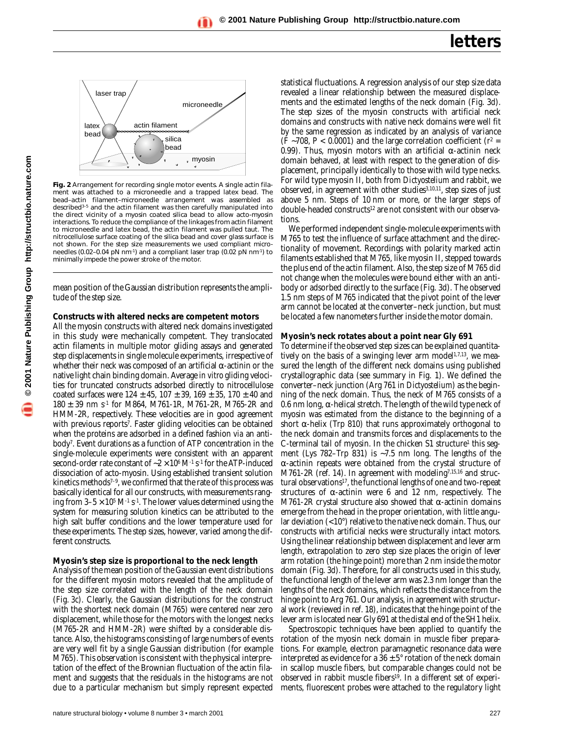**Fig. 2** Arrangement for recording single motor events. A single actin filament was attached to a microneedle and a trapped latex bead. The bead–actin filament–microneedle arrangement was assembled as described[3–5] and the actin filament was then carefully manipulated into the direct vicinity of a myosin coated silica bead to allow acto-myosin interactions. To reduce the compliance of the linkages from actin filament to microneedle and latex bead, the actin filament was pulled taut. The nitrocellulose surface coating of the silica bead and cover glass surface is not shown. For the step size measurements we used compliant microneedles (0.02–0.04 pN $nm^{-1}$) and a compliant laser trap (0.02 pN $nm^{-1}$) to minimally impede the power stroke of the motor.

mean position of the Gaussian distribution represents the amplitude of the step size.

### Constructs with altered necks are competent motors

All the myosin constructs with altered neck domains investigated in this study were mechanically competent. They translocated actin filaments in multiple motor gliding assays and generated step displacements in single molecule experiments, irrespective of whether their neck was composed of an artificial α-actinin or the native light chain binding domain. Average *in vitro* gliding velocities for truncated constructs adsorbed directly to nitrocellulose coated surfaces were 124 ± 45, 107 ± 39, 169 ± 35, 170 ± 40 and 180 ± 39 nm $s^{-1}$ for M864, M761-1R, M761-2R, M765-2R and HMM-2R, respectively. These velocities are in good agreement with previous reports[7]. Faster gliding velocities can be obtained when the proteins are adsorbed in a defined fashion *via* an antibody[7]. Event durations as a function of ATP concentration in the single-molecule experiments were consistent with an apparent second-order rate constant of ~$2 \times 10^6$ $M^{-1}$ $s^{-1}$ for the ATP-induced dissociation of acto-myosin. Using established transient solution kinetics methods[7–9], we confirmed that the rate of this process was basically identical for all our constructs, with measurements ranging from 3–$5 \times 10^5$ $M^{-1}$ $s^{-1}$. The lower values determined using the system for measuring solution kinetics can be attributed to the high salt buffer conditions and the lower temperature used for these experiments. The step sizes, however, varied among the different constructs.

### Myosin's step size is proportional to the neck length

Analysis of the mean position of the Gaussian event distributions for the different myosin motors revealed that the amplitude of the step size correlated with the length of the neck domain (Fig. 3*c*). Clearly, the Gaussian distributions for the construct with the shortest neck domain (M765) were centered near zero displacement, while those for the motors with the longest necks (M765-2R and HMM-2R) were shifted by a considerable distance. Also, the histograms consisting of large numbers of events are very well fit by a single Gaussian distribution (for example M765). This observation is consistent with the physical interpretation of the effect of the Brownian fluctuation of the actin filament and suggests that the residuals in the histograms are not due to a particular mechanism but simply represent expected statistical fluctuations. A regression analysis of our step size data revealed a linear relationship between the measured displacements and the estimated lengths of the neck domain (Fig. 3*d*). The step sizes of the myosin constructs with artificial neck domains and constructs with native neck domains were well fit by the same regression as indicated by an analysis of variance ($F$ ~708, $P < 0.0001$) and the large correlation coefficient ($r^2$ = 0.99). Thus, myosin motors with an artificial α-actinin neck domain behaved, at least with respect to the generation of displacement, principally identically to those with wild type necks. For wild type myosin II, both from *Dictyostelium* and rabbit, we observed, in agreement with other studies[3,10,11], step sizes of just above 5 nm. Steps of 10 nm or more, or the larger steps of double-headed constructs[12] are not consistent with our observations.

We performed independent single-molecule experiments with M765 to test the influence of surface attachment and the directionality of movement. Recordings with polarity marked actin filaments established that M765, like myosin II, stepped towards the plus end of the actin filament. Also, the step size of M765 did not change when the molecules were bound either with an antibody or adsorbed directly to the surface (Fig. 3*d*). The observed 1.5 nm steps of M765 indicated that the pivot point of the lever arm cannot be located at the converter–neck junction, but must be located a few nanometers further inside the motor domain.

### Myosin's neck rotates about a point near Gly 691

To determine if the observed step sizes can be explained quantitatively on the basis of a swinging lever arm model[1,7,13], we measured the length of the different neck domains using published crystallographic data (see summary in Fig. 1). We defined the converter–neck junction (Arg 761 in *Dictyostelium*) as the beginning of the neck domain. Thus, the neck of M765 consists of a 0.6 nm long, α-helical stretch. The length of the wild type neck of myosin was estimated from the distance to the beginning of a short α-helix (Trp 810) that runs approximately orthogonal to the neck domain and transmits forces and displacements to the C-terminal tail of myosin. In the chicken S1 structure[1] this segment (Lys 782–Trp 831) is ~7.5 nm long. The lengths of the α-actinin repeats were obtained from the crystal structure of M761-2R (ref. 14). In agreement with modeling[7,15,16] and structural observations[17], the functional lengths of one and two-repeat structures of α-actinin were 6 and 12 nm, respectively. The M761-2R crystal structure also showed that α-actinin domains emerge from the head in the proper orientation, with little angular deviation (<10°) relative to the native neck domain. Thus, our constructs with artificial necks were structurally intact motors. Using the linear relationship between displacement and lever arm length, extrapolation to zero step size places the origin of lever arm rotation (the hinge point) more than 2 nm inside the motor domain (Fig. 3*d*). Therefore, for all constructs used in this study, the functional length of the lever arm was 2.3 nm longer than the lengths of the neck domains, which reflects the distance from the hinge point to Arg 761. Our analysis, in agreement with structural work (reviewed in ref. 18), indicates that the hinge point of the lever arm is located near Gly 691 at the distal end of the SH1 helix.

Spectroscopic techniques have been applied to quantify the rotation of the myosin neck domain in muscle fiber preparations. For example, electron paramagnetic resonance data were interpreted as evidence for a 36 ± 5° rotation of the neck domain in scallop muscle fibers, but comparable changes could not be observed in rabbit muscle fibers[19]. In a different set of experiments, fluorescent probes were attached to the regulatory light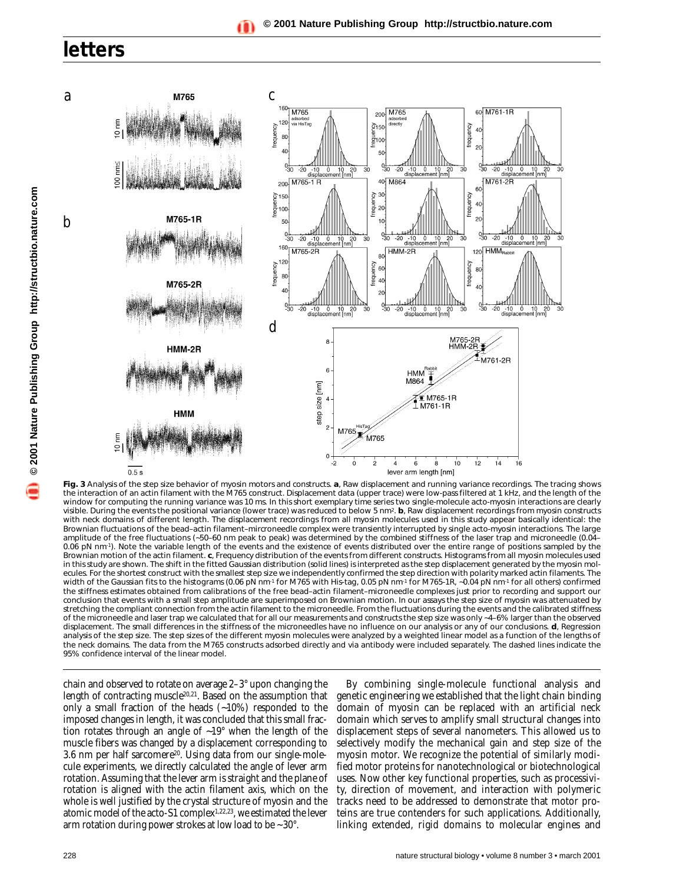**Fig. 3** Analysis of the step size behavior of myosin motors and constructs. **a**, Raw displacement and running variance recordings. The tracing shows the interaction of an actin filament with the M765 construct. Displacement data (upper trace) were low-pass filtered at 1 kHz, and the length of the window for computing the running variance was 10 ms. In this short exemplary time series two single-molecule acto-myosin interactions are clearly visible. During the events the positional variance (lower trace) was reduced to below 5 nm². **b**, Raw displacement recordings from myosin constructs with neck domains of different length. The displacement recordings from all myosin molecules used in this study appear basically identical: the Brownian fluctuations of the bead–actin filament–mircroneedle complex were transiently interrupted by single acto-myosin interactions. The large amplitude of the free fluctuations (~50–60 nm peak to peak) was determined by the combined stiffness of the laser trap and microneedle (0.04–0.06 pN nm⁻¹). Note the variable length of the events and the existence of events distributed over the entire range of positions sampled by the Brownian motion of the actin filament. **c**, Frequency distribution of the events from different constructs. Histograms from all myosin molecules used in this study are shown. The shift in the fitted Gaussian distribution (solid lines) is interpreted as the step displacement generated by the myosin molecules. For the shortest construct with the smallest step size we independently confirmed the step direction with polarity marked actin filaments. The width of the Gaussian fits to the histograms (0.06 pN nm⁻¹ for M765 with His-tag, 0.05 pN nm⁻¹ for M765-1R, ~0.04 pN nm⁻¹ for all others) confirmed the stiffness estimates obtained from calibrations of the free bead–actin filament–microneedle complexes just prior to recording and support our conclusion that events with a small step amplitude are superimposed on Brownian motion. In our assays the step size of myosin was attenuated by stretching the compliant connection from the actin filament to the microneedle. From the fluctuations during the events and the calibrated stiffness of the microneedle and laser trap we calculated that for all our measurements and constructs the step size was only ~4–6% larger than the observed displacement. The small differences in the stiffness of the microneedles have no influence on our analysis or any of our conclusions. **d**, Regression analysis of the step size. The step sizes of the different myosin molecules were analyzed by a weighted linear model as a function of the lengths of the neck domains. The data from the M765 constructs adsorbed directly and via antibody were included separately. The dashed lines indicate the 95% confidence interval of the linear model.

chain and observed to rotate on average 2–3° upon changing the length of contracting muscle[20,21]. Based on the assumption that only a small fraction of the heads (~10%) responded to the imposed changes in length, it was concluded that this small fraction rotates through an angle of ~19° when the length of the muscle fibers was changed by a displacement corresponding to 3.6 nm per half sarcomere[20]. Using data from our single-molecule experiments, we directly calculated the angle of lever arm rotation. Assuming that the lever arm is straight and the plane of rotation is aligned with the actin filament axis, which on the whole is well justified by the crystal structure of myosin and the atomic model of the acto-S1 complex[1,22,23], we estimated the lever arm rotation during power strokes at low load to be ~30°.

By combining single-molecule functional analysis and genetic engineering we established that the light chain binding domain of myosin can be replaced with an artificial neck domain which serves to amplify small structural changes into displacement steps of several nanometers. This allowed us to selectively modify the mechanical gain and step size of the myosin motor. We recognize the potential of similarly modified motor proteins for nanotechnological or biotechnological uses. Now other key functional properties, such as processivity, direction of movement, and interaction with polymeric tracks need to be addressed to demonstrate that motor proteins are true contenders for such applications. Additionally, linking extended, rigid domains to molecular engines and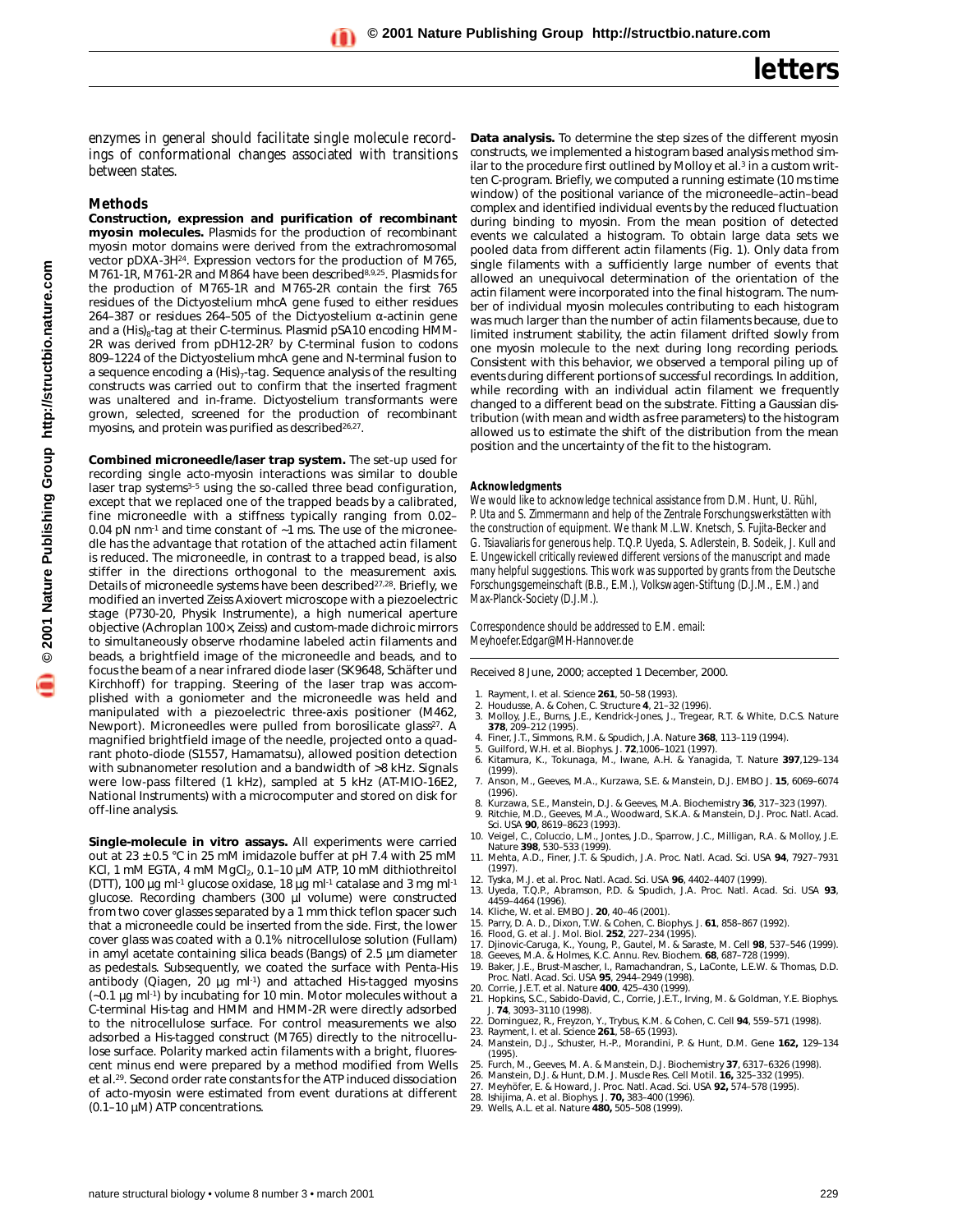enzymes in general should facilitate single molecule recordings of conformational changes associated with transitions between states.

## Methods

**Construction, expression and purification of recombinant myosin molecules.** Plasmids for the production of recombinant myosin motor domains were derived from the extrachromosomal vector pDXA-3H[24]. Expression vectors for the production of M765, M761-1R, M761-2R and M864 have been described[8,9,25]. Plasmids for the production of M765-1R and M765-2R contain the first 765 residues of the Dictyostelium mhcA gene fused to either residues 264–387 or residues 264–505 of the Dictyostelium α-actinin gene and a $(His)_8$-tag at their C-terminus. Plasmid pSA10 encoding HMM-2R was derived from pDH12-2R[7] by C-terminal fusion to codons 809–1224 of the Dictyostelium mhcA gene and N-terminal fusion to a sequence encoding a $(His)_7$-tag. Sequence analysis of the resulting constructs was carried out to confirm that the inserted fragment was unaltered and in-frame. Dictyostelium transformants were grown, selected, screened for the production of recombinant myosins, and protein was purified as described[26,27].

**Combined microneedle/laser trap system.** The set-up used for recording single acto-myosin interactions was similar to double laser trap systems[3–5] using the so-called three bead configuration, except that we replaced one of the trapped beads by a calibrated, fine microneedle with a stiffness typically ranging from 0.02–0.04 pN $nm^{-1}$ and time constant of ~1 ms. The use of the microneedle has the advantage that rotation of the attached actin filament is reduced. The microneedle, in contrast to a trapped bead, is also stiffer in the directions orthogonal to the measurement axis. Details of microneedle systems have been described[27,28]. Briefly, we modified an inverted Zeiss Axiovert microscope with a piezoelectric stage (P730-20, Physik Instrumente), a high numerical aperture objective (Achroplan 100×, Zeiss) and custom-made dichroic mirrors to simultaneously observe rhodamine labeled actin filaments and beads, a brightfield image of the microneedle and beads, and to focus the beam of a near infrared diode laser (SK9648, Schäfter und Kirchhoff) for trapping. Steering of the laser trap was accomplished with a goniometer and the microneedle was held and manipulated with a piezoelectric three-axis positioner (M462, Newport). Microneedles were pulled from borosilicate glass[27]. A magnified brightfield image of the needle, projected onto a quadrant photo-diode (S1557, Hamamatsu), allowed position detection with subnanometer resolution and a bandwidth of >8 kHz. Signals were low-pass filtered (1 kHz), sampled at 5 kHz (AT-MIO-16E2, National Instruments) with a microcomputer and stored on disk for off-line analysis.

**Single-molecule in vitro assays.** All experiments were carried out at 23 ± 0.5 °C in 25 mM imidazole buffer at pH 7.4 with 25 mM KCl, 1 mM EGTA, 4 mM $MgCl_2$, 0.1–10 µM ATP, 10 mM dithiothreitol (DTT), 100 µg $ml^{-1}$ glucose oxidase, 18 µg $ml^{-1}$ catalase and 3 mg $ml^{-1}$ glucose. Recording chambers (300 µl volume) were constructed from two cover glasses separated by a 1 mm thick teflon spacer such that a microneedle could be inserted from the side. First, the lower cover glass was coated with a 0.1% nitrocellulose solution (Fullam) in amyl acetate containing silica beads (Bangs) of 2.5 µm diameter as pedestals. Subsequently, we coated the surface with Penta-His antibody (Qiagen, 20 µg $ml^{-1}$) and attached His-tagged myosins (~0.1 µg $ml^{-1}$) by incubating for 10 min. Motor molecules without a C-terminal His-tag and HMM and HMM-2R were directly adsorbed to the nitrocellulose surface. For control measurements we also adsorbed a His-tagged construct (M765) directly to the nitrocellulose surface. Polarity marked actin filaments with a bright, fluorescent minus end were prepared by a method modified from Wells et al.[29]. Second order rate constants for the ATP induced dissociation of acto-myosin were estimated from event durations at different (0.1–10 µM) ATP concentrations.

**Data analysis.** To determine the step sizes of the different myosin constructs, we implemented a histogram based analysis method similar to the procedure first outlined by Molloy et al.[3] in a custom written C-program. Briefly, we computed a running estimate (10 ms time window) of the positional variance of the microneedle–actin–bead complex and identified individual events by the reduced fluctuation during binding to myosin. From the mean position of detected events we calculated a histogram. To obtain large data sets we pooled data from different actin filaments (Fig. 1). Only data from single filaments with a sufficiently large number of events that allowed an unequivocal determination of the orientation of the actin filament were incorporated into the final histogram. The number of individual myosin molecules contributing to each histogram was much larger than the number of actin filaments because, due to limited instrument stability, the actin filament drifted slowly from one myosin molecule to the next during long recording periods. Consistent with this behavior, we observed a temporal piling up of events during different portions of successful recordings. In addition, while recording with an individual actin filament we frequently changed to a different bead on the substrate. Fitting a Gaussian distribution (with mean and width as free parameters) to the histogram allowed us to estimate the shift of the distribution from the mean position and the uncertainty of the fit to the histogram.

### Acknowledgments

*We would like to acknowledge technical assistance from D.M. Hunt, U. Rühl, P. Uta and S. Zimmermann and help of the Zentrale Forschungswerkstätten with the construction of equipment. We thank M.L.W. Knetsch, S. Fujita-Becker and G. Tsiavaliaris for generous help. T.Q.P. Uyeda, S. Adlerstein, B. Sodeik, J. Kull and E. Ungewickell critically reviewed different versions of the manuscript and made many helpful suggestions. This work was supported by grants from the Deutsche Forschungsgemeinschaft (B.B., E.M.), Volkswagen-Stiftung (D.J.M., E.M.) and Max-Planck-Society (D.J.M.).*

*Correspondence should be addressed to E.M. email: Meyhoefer.Edgar@MH-Hannover.de*

Received 8 June, 2000; accepted 1 December, 2000.

1. Rayment, I. et al. Science **261**, 50–58 (1993).
2. Houdusse, A. & Cohen, C. Structure **4**, 21–32 (1996).
3. Molloy, J.E., Burns, J.E., Kendrick-Jones, J., Tregear, R.T. & White, D.C.S. Nature **378**, 209–212 (1995).
4. Finer, J.T., Simmons, R.M. & Spudich, J.A. Nature **368**, 113–119 (1994).
5. Guilford, W.H. et al. Biophys. J. **72**,1006–1021 (1997).
6. Kitamura, K., Tokunaga, M., Iwane, A.H. & Yanagida, T. Nature **397**,129–134 (1999).
7. Anson, M., Geeves, M.A., Kurzawa, S.E. & Manstein, D.J. EMBO J. **15**, 6069–6074 (1996).
8. Kurzawa, S.E., Manstein, D.J. & Geeves, M.A. Biochemistry **36**, 317–323 (1997).
9. Ritchie, M.D., Geeves, M.A., Woodward, S.K.A. & Manstein, D.J. Proc. Natl. Acad. Sci. USA **90**, 8619–8623 (1993).
10. Veigel, C., Coluccio, L.M., Jontes, J.D., Sparrow, J.C., Milligan, R.A. & Molloy, J.E. Nature **398**, 530–533 (1999).
11. Mehta, A.D., Finer, J.T. & Spudich, J.A. Proc. Natl. Acad. Sci. USA **94**, 7927–7931 (1997).
12. Tyska, M.J. et al. Proc. Natl. Acad. Sci. USA **96**, 4402–4407 (1999).
13. Uyeda, T.Q.P., Abramson, P.D. & Spudich, J.A. Proc. Natl. Acad. Sci. USA **93**, 4459–4464 (1996).
14. Kliche, W. et al. EMBO J. **20**, 40–46 (2001).
15. Parry, D. A. D., Dixon, T.W. & Cohen, C. Biophys. J. **61**, 858–867 (1992).
16. Flood, G. et al. J. Mol. Biol. **252**, 227–234 (1995).
17. Djinovic-Caruga, K., Young, P., Gautel, M. & Saraste, M. Cell **98**, 537–546 (1999).
18. Geeves, M.A. & Holmes, K.C. Annu. Rev. Biochem. **68**, 687–728 (1999).
19. Baker, J.E., Brust-Mascher, I., Ramachandran, S., LaConte, L.E.W. & Thomas, D.D. Proc. Natl. Acad. Sci. USA **95**, 2944–2949 (1998).
20. Corrie, J.E.T. et al. Nature **400**, 425–430 (1999).
21. Hopkins, S.C., Sabido-David, C., Corrie, J.E.T., Irving, M. & Goldman, Y.E. Biophys. J. **74**, 3093–3110 (1998).
22. Dominguez, R., Freyzon, Y., Trybus, K.M. & Cohen, C. Cell **94**, 559–571 (1998).
23. Rayment, I. et al. Science **261**, 58–65 (1993).
24. Manstein, D.J., Schuster, H.-P., Morandini, P. & Hunt, D.M. Gene **162,** 129–134 (1995).
25. Furch, M., Geeves, M. A. & Manstein, D.J. Biochemistry **37**, 6317–6326 (1998).
26. Manstein, D.J. & Hunt, D.M. J. Muscle Res. Cell Motil. **16,** 325–332 (1995).
27. Meyhöfer, E. & Howard, J. Proc. Natl. Acad. Sci. USA **92,** 574–578 (1995).
28. Ishijima, A. et al. Biophys. J. **70,** 383–400 (1996).
29. Wells, A.L. et al. Nature **480,** 505–508 (1999).